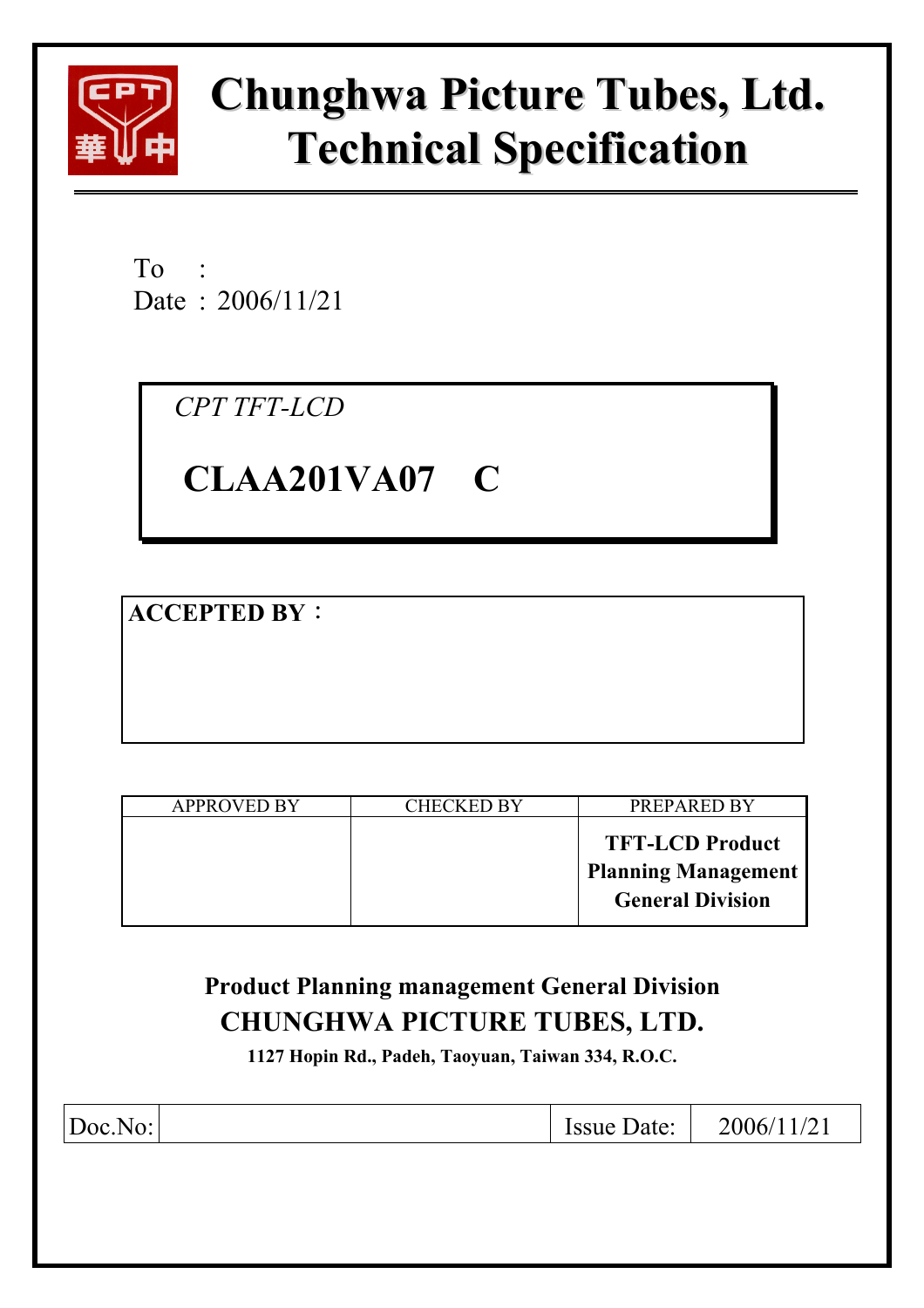# Chunghwa Picture Tubes, Ltd.
# Technical Specification

To　:
Date : 2006/11/21

*CPT TFT-LCD*

**CLAA201VA07　C**

**ACCEPTED BY：**

| APPROVED BY | CHECKED BY | PREPARED BY |
|---|---|---|
| | | **TFT-LCD Product Planning Management General Division** |

**Product Planning management General Division**

**CHUNGHWA PICTURE TUBES, LTD.**

**1127 Hopin Rd., Padeh, Taoyuan, Taiwan 334, R.O.C.**

| Doc.No: | | Issue Date: | 2006/11/21 |
|---|---|---|---|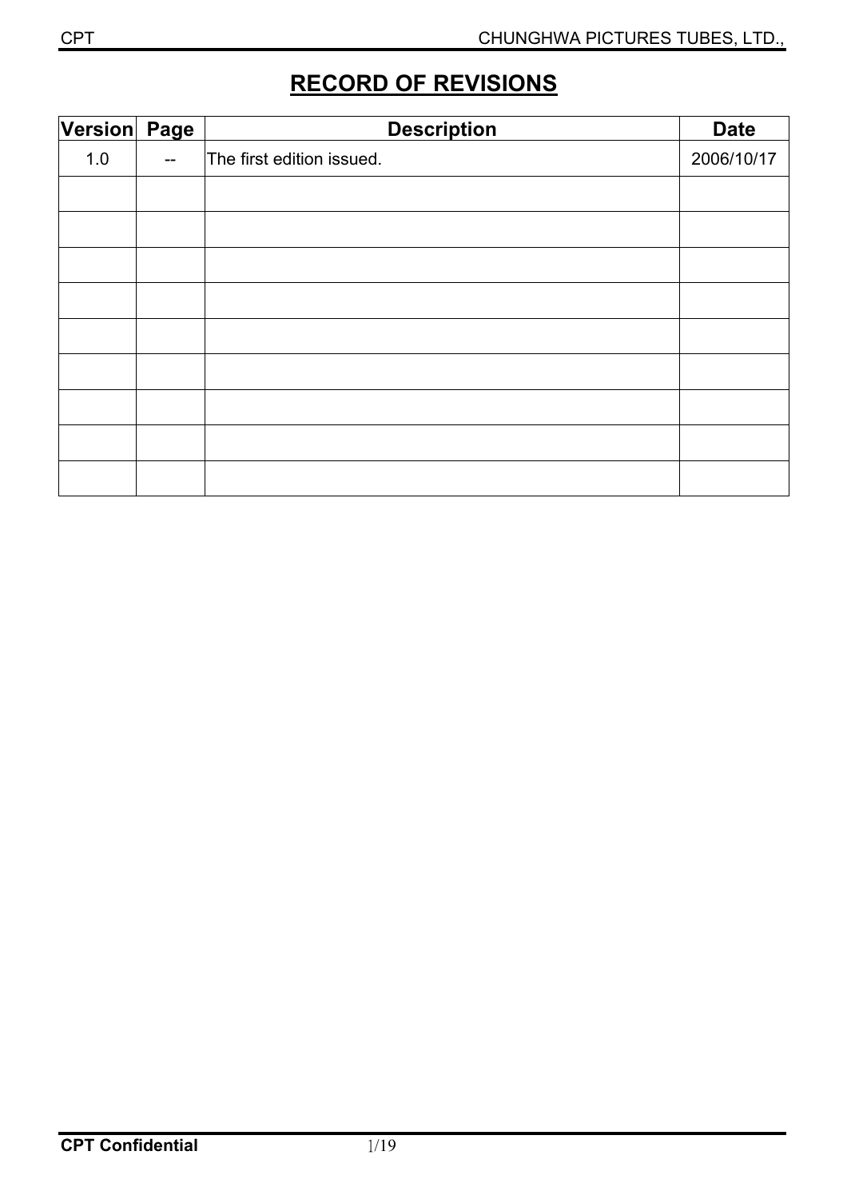# RECORD OF REVISIONS

| Version | Page | Description | Date |
|---|---|---|---|
| 1.0 | -- | The first edition issued. | 2006/10/17 |
| | | | |
| | | | |
| | | | |
| | | | |
| | | | |
| | | | |
| | | | |
| | | | |
| | | | |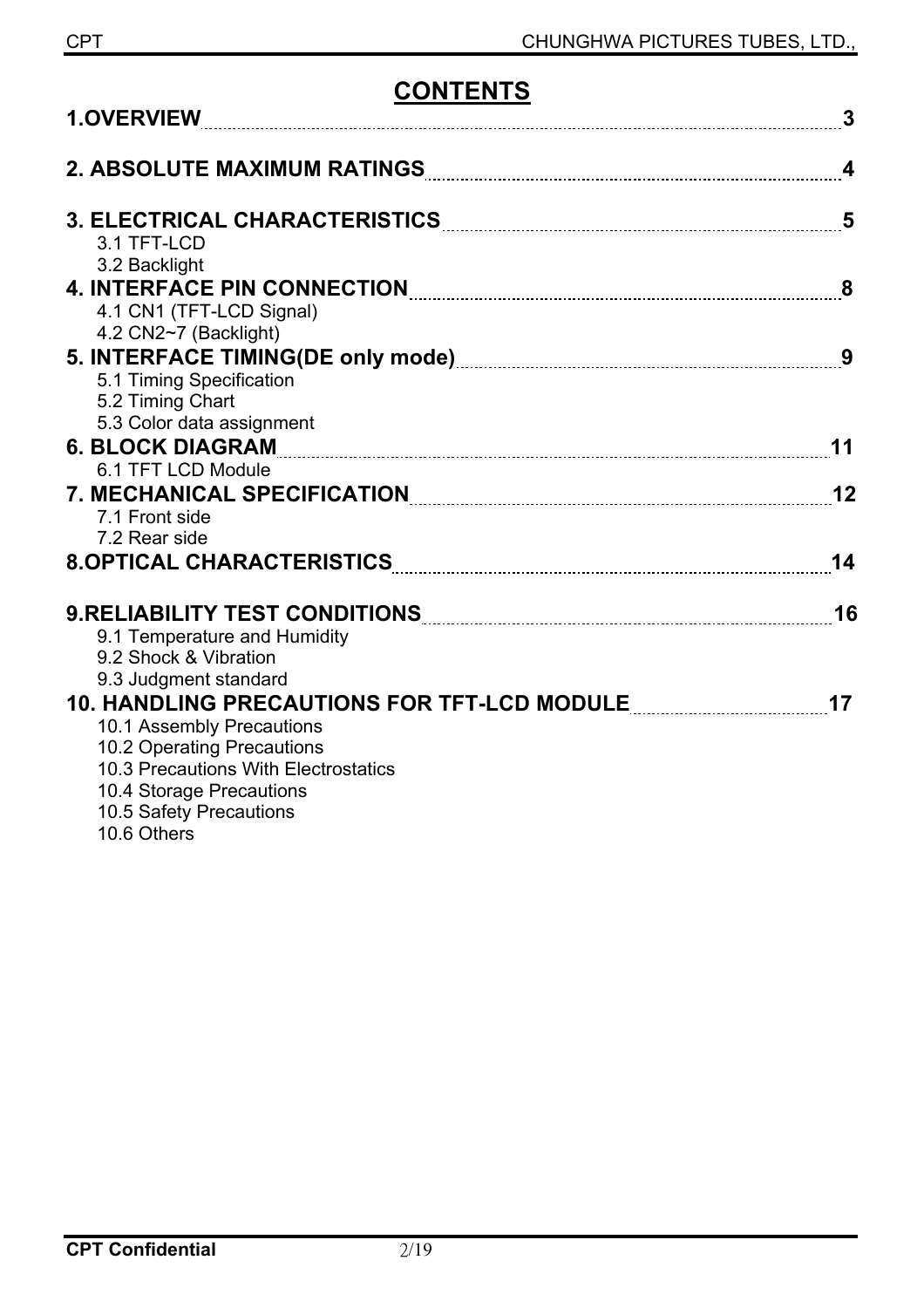# CONTENTS

**1.OVERVIEW** ........ **3**

**2. ABSOLUTE MAXIMUM RATINGS** ........ **4**

**3. ELECTRICAL CHARACTERISTICS** ........ **5**
- 3.1 TFT-LCD
- 3.2 Backlight

**4. INTERFACE PIN CONNECTION** ........ **8**
- 4.1 CN1 (TFT-LCD Signal)
- 4.2 CN2~7 (Backlight)

**5. INTERFACE TIMING(DE only mode)** ........ **9**
- 5.1 Timing Specification
- 5.2 Timing Chart
- 5.3 Color data assignment

**6. BLOCK DIAGRAM** ........ **11**
- 6.1 TFT LCD Module

**7. MECHANICAL SPECIFICATION** ........ **12**
- 7.1 Front side
- 7.2 Rear side

**8.OPTICAL CHARACTERISTICS** ........ **14**

**9.RELIABILITY TEST CONDITIONS** ........ **16**
- 9.1 Temperature and Humidity
- 9.2 Shock & Vibration
- 9.3 Judgment standard

**10. HANDLING PRECAUTIONS FOR TFT-LCD MODULE** ........ **17**
- 10.1 Assembly Precautions
- 10.2 Operating Precautions
- 10.3 Precautions With Electrostatics
- 10.4 Storage Precautions
- 10.5 Safety Precautions
- 10.6 Others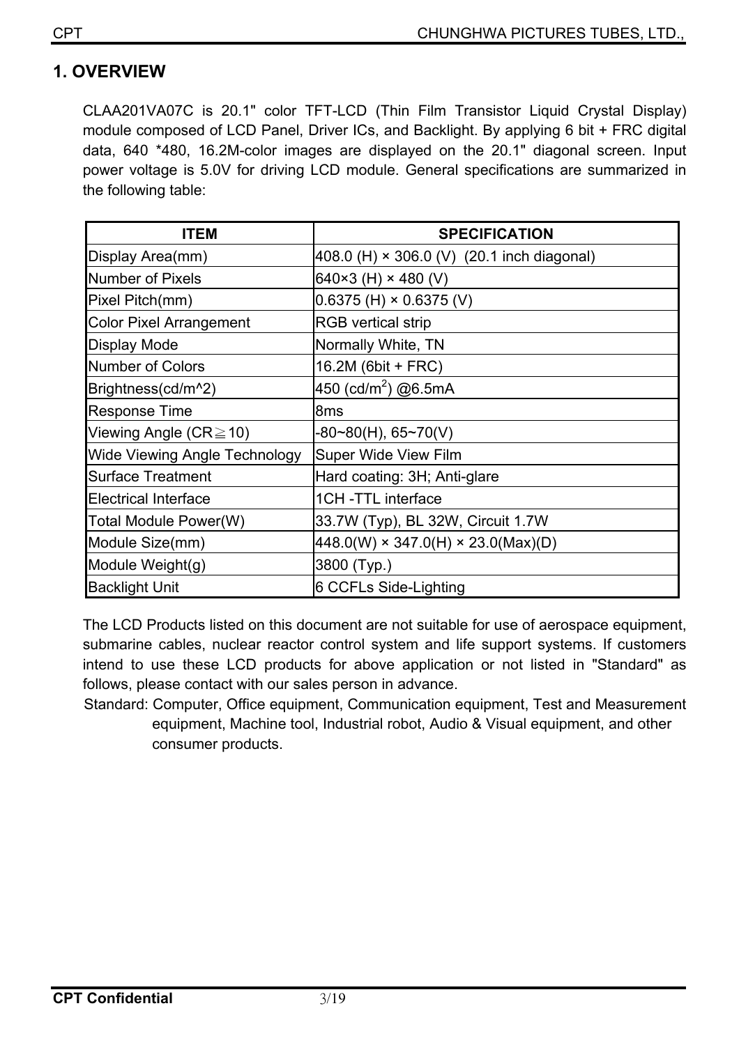# 1. OVERVIEW

CLAA201VA07C is 20.1" color TFT-LCD (Thin Film Transistor Liquid Crystal Display) module composed of LCD Panel, Driver ICs, and Backlight. By applying 6 bit + FRC digital data, 640 *480, 16.2M-color images are displayed on the 20.1" diagonal screen. Input power voltage is 5.0V for driving LCD module. General specifications are summarized in the following table:

| ITEM | SPECIFICATION |
|---|---|
| Display Area(mm) | 408.0 (H) × 306.0 (V) (20.1 inch diagonal) |
| Number of Pixels | 640×3 (H) × 480 (V) |
| Pixel Pitch(mm) | 0.6375 (H) × 0.6375 (V) |
| Color Pixel Arrangement | RGB vertical strip |
| Display Mode | Normally White, TN |
| Number of Colors | 16.2M (6bit + FRC) |
| Brightness(cd/m^2) | 450 (cd/$m^2$) @6.5mA |
| Response Time | 8ms |
| Viewing Angle (CR≧10) | -80~80(H), 65~70(V) |
| Wide Viewing Angle Technology | Super Wide View Film |
| Surface Treatment | Hard coating: 3H; Anti-glare |
| Electrical Interface | 1CH -TTL interface |
| Total Module Power(W) | 33.7W (Typ), BL 32W, Circuit 1.7W |
| Module Size(mm) | 448.0(W) × 347.0(H) × 23.0(Max)(D) |
| Module Weight(g) | 3800 (Typ.) |
| Backlight Unit | 6 CCFLs Side-Lighting |

The LCD Products listed on this document are not suitable for use of aerospace equipment, submarine cables, nuclear reactor control system and life support systems. If customers intend to use these LCD products for above application or not listed in "Standard" as follows, please contact with our sales person in advance.

Standard: Computer, Office equipment, Communication equipment, Test and Measurement equipment, Machine tool, Industrial robot, Audio & Visual equipment, and other consumer products.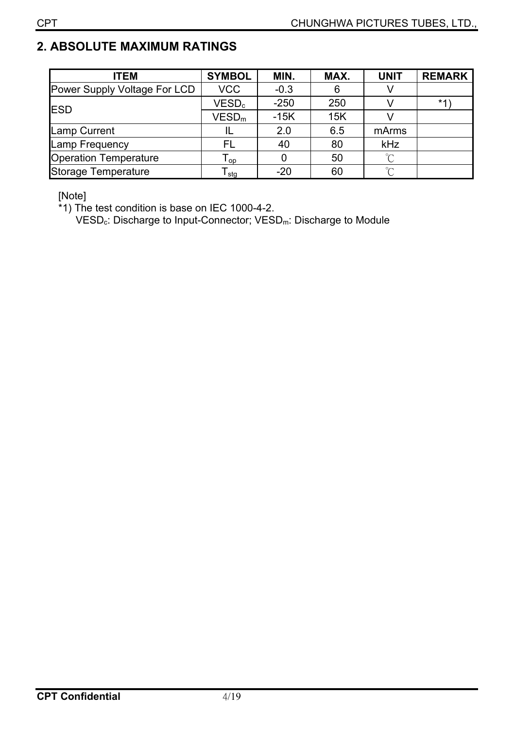## 2. ABSOLUTE MAXIMUM RATINGS

| ITEM | SYMBOL | MIN. | MAX. | UNIT | REMARK |
|---|---|---|---|---|---|
| Power Supply Voltage For LCD | VCC | -0.3 | 6 | V | |
| ESD | $VESD_c$ | -250 | 250 | V | *1) |
| | $VESD_m$ | -15K | 15K | V | |
| Lamp Current | IL | 2.0 | 6.5 | mArms | |
| Lamp Frequency | FL | 40 | 80 | kHz | |
| Operation Temperature | $T_{op}$ | 0 | 50 | ℃ | |
| Storage Temperature | $T_{stg}$ | -20 | 60 | ℃ | |

[Note]

*1) The test condition is base on IEC 1000-4-2.
$VESD_c$: Discharge to Input-Connector; $VESD_m$: Discharge to Module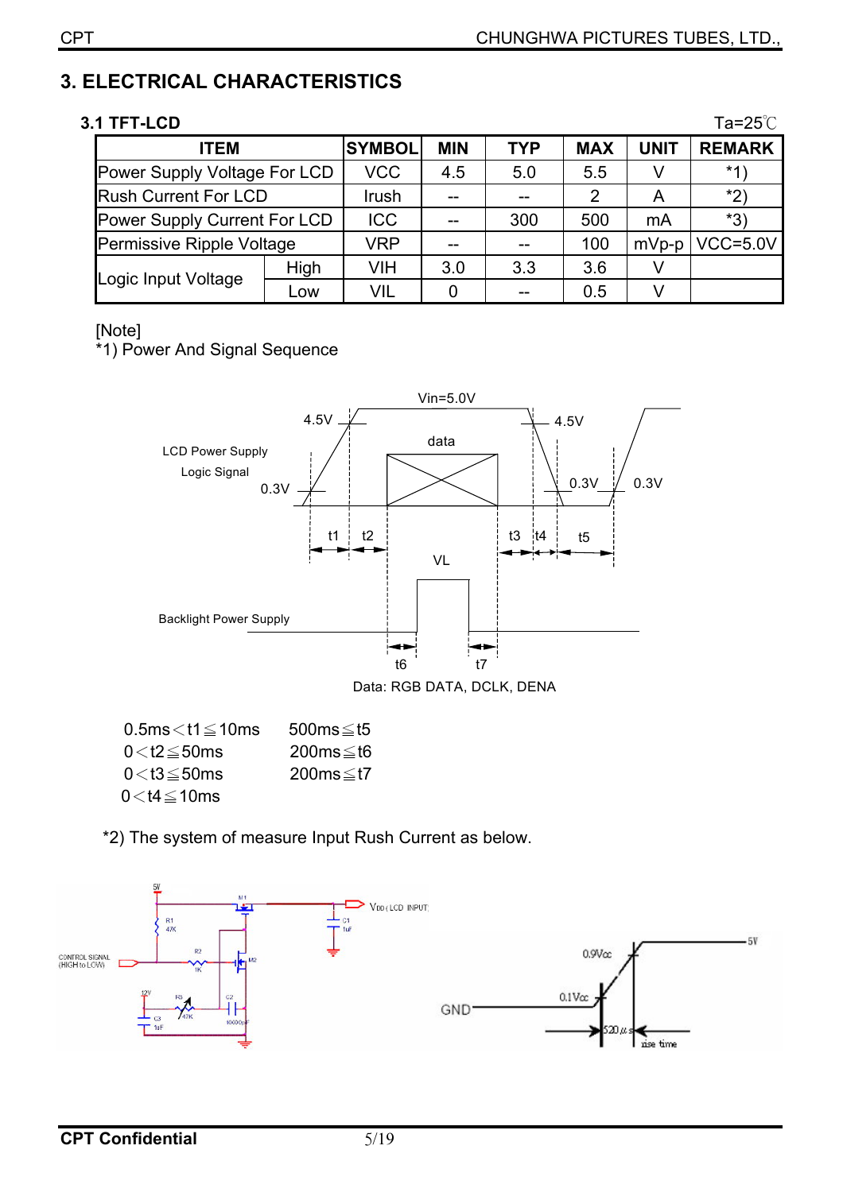# 3. ELECTRICAL CHARACTERISTICS

## 3.1 TFT-LCD

Ta=25℃

| ITEM | | SYMBOL | MIN | TYP | MAX | UNIT | REMARK |
|---|---|---|---|---|---|---|---|
| Power Supply Voltage For LCD | | VCC | 4.5 | 5.0 | 5.5 | V | *1) |
| Rush Current For LCD | | Irush | -- | -- | 2 | A | *2) |
| Power Supply Current For LCD | | ICC | -- | 300 | 500 | mA | *3) |
| Permissive Ripple Voltage | | VRP | -- | -- | 100 | mVp-p | VCC=5.0V |
| Logic Input Voltage | High | VIH | 3.0 | 3.3 | 3.6 | V | |
| | Low | VIL | 0 | -- | 0.5 | V | |

[Note]

*1) Power And Signal Sequence

Data: RGB DATA, DCLK, DENA

| | |
|---|---|
| 0.5ms＜t1≦10ms | 500ms≦t5 |
| 0＜t2≦50ms | 200ms≦t6 |
| 0＜t3≦50ms | 200ms≦t7 |
| 0＜t4≦10ms | |

*2) The system of measure Input Rush Current as below.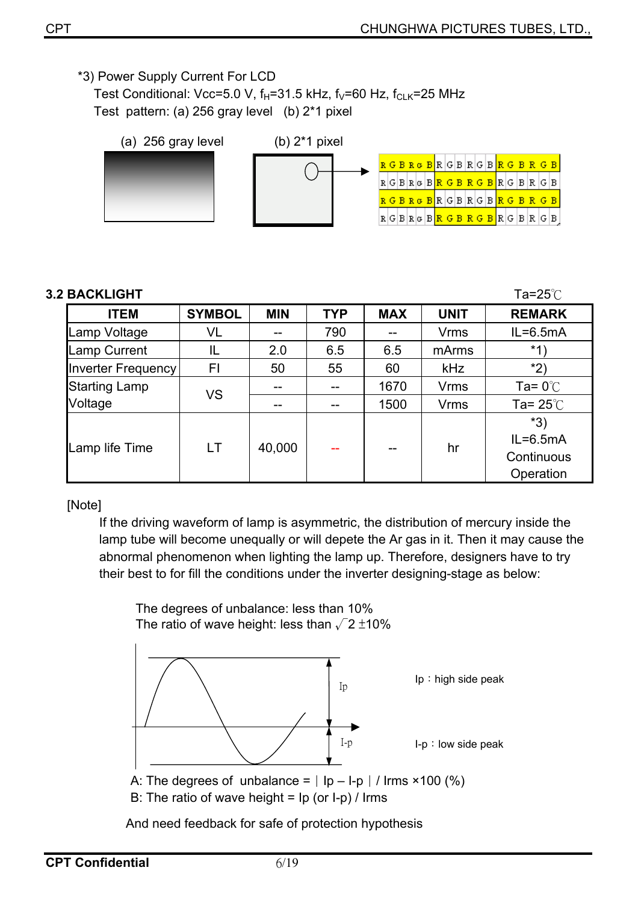*3) Power Supply Current For LCD

Test Conditional: Vcc=5.0 V, $f_H$=31.5 kHz, $f_V$=60 Hz, $f_{CLK}$=25 MHz

Test pattern: (a) 256 gray level (b) 2*1 pixel

(a) 256 gray level (b) 2*1 pixel

### 3.2 BACKLIGHT

Ta=25℃

| ITEM | SYMBOL | MIN | TYP | MAX | UNIT | REMARK |
|---|---|---|---|---|---|---|
| Lamp Voltage | VL | -- | 790 | -- | Vrms | IL=6.5mA |
| Lamp Current | IL | 2.0 | 6.5 | 6.5 | mArms | *1) |
| Inverter Frequency | FI | 50 | 55 | 60 | kHz | *2) |
| Starting Lamp Voltage | VS | -- | -- | 1670 | Vrms | Ta= 0℃ |
| | | -- | -- | 1500 | Vrms | Ta= 25℃ |
| Lamp life Time | LT | 40,000 | -- | -- | hr | *3) IL=6.5mA Continuous Operation |

[Note]

If the driving waveform of lamp is asymmetric, the distribution of mercury inside the lamp tube will become unequally or will depete the Ar gas in it. Then it may cause the abnormal phenomenon when lighting the lamp up. Therefore, designers have to try their best to for fill the conditions under the inverter designing-stage as below:

The degrees of unbalance: less than 10%

The ratio of wave height: less than $\sqrt{2} \pm 10\%$

Ip：high side peak

I-p：low side peak

A: The degrees of unbalance = ｜Ip – I-p｜/ Irms ×100 (%)

B: The ratio of wave height = Ip (or I-p) / Irms

And need feedback for safe of protection hypothesis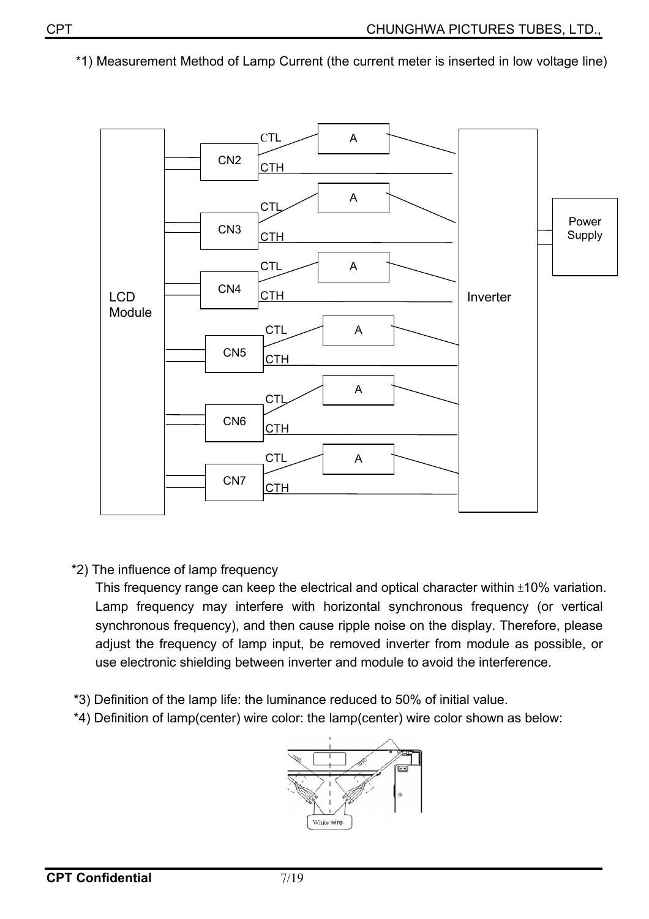*1) Measurement Method of Lamp Current (the current meter is inserted in low voltage line)

*2) The influence of lamp frequency

This frequency range can keep the electrical and optical character within ±10% variation. Lamp frequency may interfere with horizontal synchronous frequency (or vertical synchronous frequency), and then cause ripple noise on the display. Therefore, please adjust the frequency of lamp input, be removed inverter from module as possible, or use electronic shielding between inverter and module to avoid the interference.

*3) Definition of the lamp life: the luminance reduced to 50% of initial value.

*4) Definition of lamp(center) wire color: the lamp(center) wire color shown as below: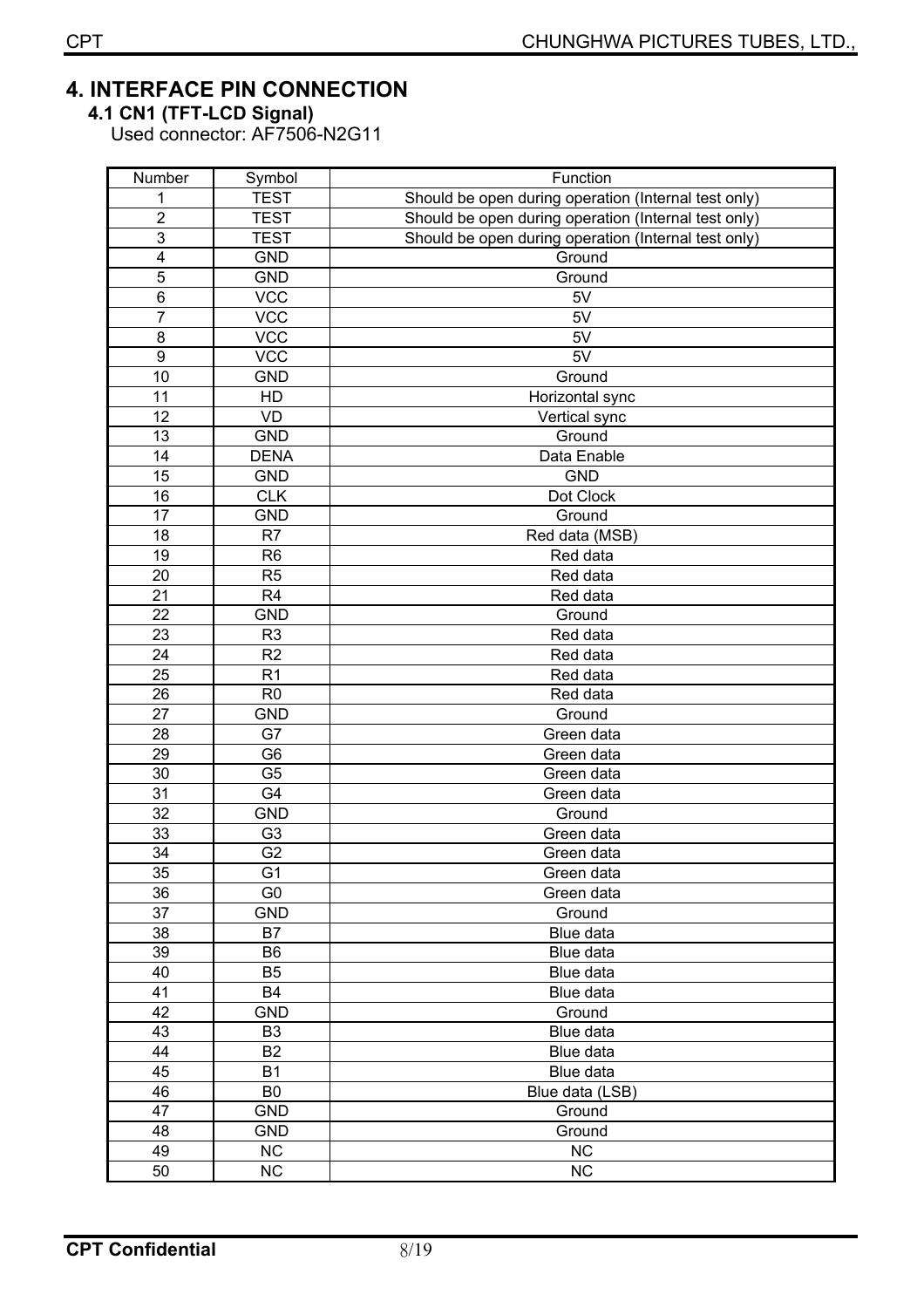## 4. INTERFACE PIN CONNECTION

### 4.1 CN1 (TFT-LCD Signal)

Used connector: AF7506-N2G11

| Number | Symbol | Function |
|---|---|---|
| 1 | TEST | Should be open during operation (Internal test only) |
| 2 | TEST | Should be open during operation (Internal test only) |
| 3 | TEST | Should be open during operation (Internal test only) |
| 4 | GND | Ground |
| 5 | GND | Ground |
| 6 | VCC | 5V |
| 7 | VCC | 5V |
| 8 | VCC | 5V |
| 9 | VCC | 5V |
| 10 | GND | Ground |
| 11 | HD | Horizontal sync |
| 12 | VD | Vertical sync |
| 13 | GND | Ground |
| 14 | DENA | Data Enable |
| 15 | GND | GND |
| 16 | CLK | Dot Clock |
| 17 | GND | Ground |
| 18 | R7 | Red data (MSB) |
| 19 | R6 | Red data |
| 20 | R5 | Red data |
| 21 | R4 | Red data |
| 22 | GND | Ground |
| 23 | R3 | Red data |
| 24 | R2 | Red data |
| 25 | R1 | Red data |
| 26 | R0 | Red data |
| 27 | GND | Ground |
| 28 | G7 | Green data |
| 29 | G6 | Green data |
| 30 | G5 | Green data |
| 31 | G4 | Green data |
| 32 | GND | Ground |
| 33 | G3 | Green data |
| 34 | G2 | Green data |
| 35 | G1 | Green data |
| 36 | G0 | Green data |
| 37 | GND | Ground |
| 38 | B7 | Blue data |
| 39 | B6 | Blue data |
| 40 | B5 | Blue data |
| 41 | B4 | Blue data |
| 42 | GND | Ground |
| 43 | B3 | Blue data |
| 44 | B2 | Blue data |
| 45 | B1 | Blue data |
| 46 | B0 | Blue data (LSB) |
| 47 | GND | Ground |
| 48 | GND | Ground |
| 49 | NC | NC |
| 50 | NC | NC |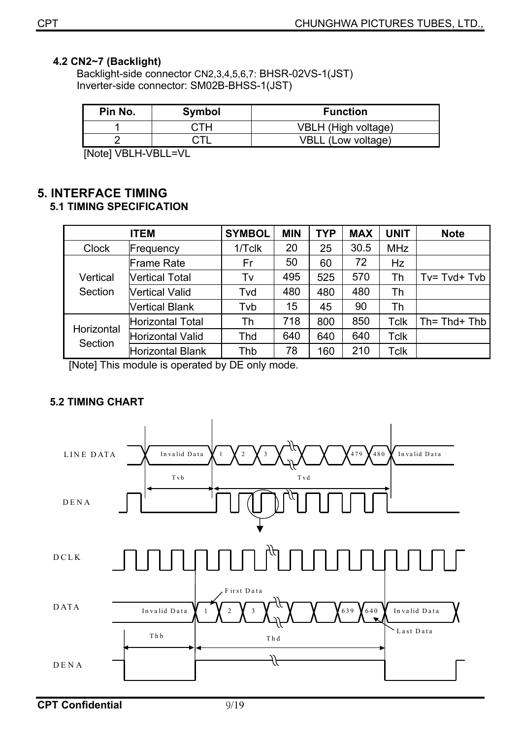### 4.2 CN2~7 (Backlight)

Backlight-side connector CN2,3,4,5,6,7: BHSR-02VS-1(JST)
Inverter-side connector: SM02B-BHSS-1(JST)

| Pin No. | Symbol | Function |
|---|---|---|
| 1 | CTH | VBLH (High voltage) |
| 2 | CTL | VBLL (Low voltage) |

[Note] VBLH-VBLL=VL

## 5. INTERFACE TIMING

### 5.1 TIMING SPECIFICATION

| ITEM | | SYMBOL | MIN | TYP | MAX | UNIT | Note |
|---|---|---|---|---|---|---|---|
| Clock | Frequency | 1/Tclk | 20 | 25 | 30.5 | MHz | |
| Vertical Section | Frame Rate | Fr | 50 | 60 | 72 | Hz | |
| | Vertical Total | Tv | 495 | 525 | 570 | Th | Tv= Tvd+ Tvb |
| | Vertical Valid | Tvd | 480 | 480 | 480 | Th | |
| | Vertical Blank | Tvb | 15 | 45 | 90 | Th | |
| Horizontal Section | Horizontal Total | Th | 718 | 800 | 850 | Tclk | Th= Thd+ Thb |
| | Horizontal Valid | Thd | 640 | 640 | 640 | Tclk | |
| | Horizontal Blank | Thb | 78 | 160 | 210 | Tclk | |

[Note] This module is operated by DE only mode.

### 5.2 TIMING CHART

LINE DATA: Invalid Data | 1 | 2 | 3 | ... | 479 | 480 | Invalid Data
Tvb, Tvd
DENA
DCLK
DATA: Invalid Data | 1 | 2 | 3 | ... | 639 | 640 | Invalid Data
First Data, Last Data
Thb, Thd
DENA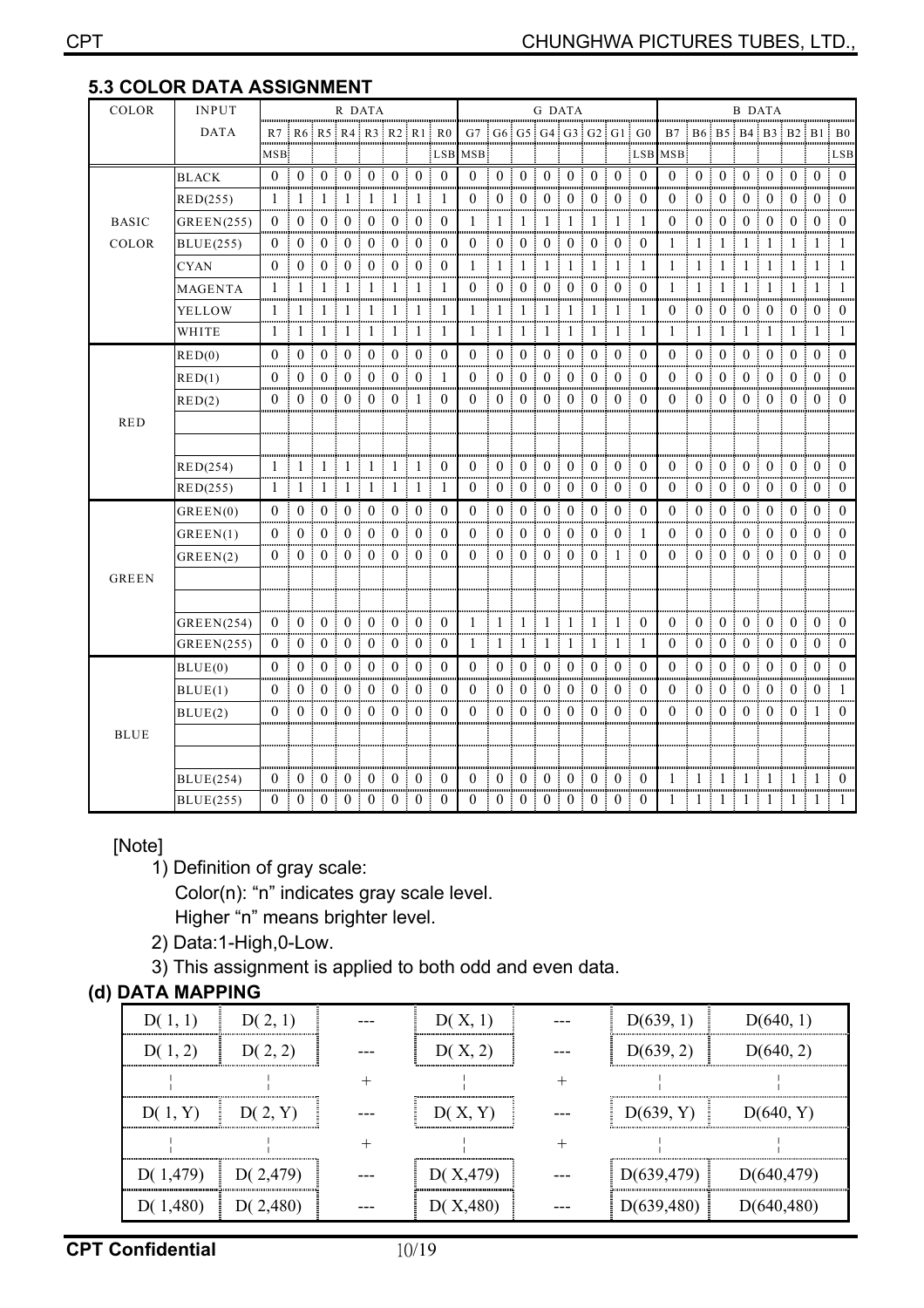## 5.3 COLOR DATA ASSIGNMENT

| COLOR | INPUT DATA | R DATA | | | | | | | | G DATA | | | | | | | | B DATA | | | | | | | |
|---|---|---|---|---|---|---|---|---|---|---|---|---|---|---|---|---|---|---|---|---|---|---|---|---|---|
| | | R7 MSB | R6 | R5 | R4 | R3 | R2 | R1 | R0 LSB | G7 MSB | G6 | G5 | G4 | G3 | G2 | G1 | G0 LSB | B7 MSB | B6 | B5 | B4 | B3 | B2 | B1 | B0 LSB |
| BASIC COLOR | BLACK | 0 | 0 | 0 | 0 | 0 | 0 | 0 | 0 | 0 | 0 | 0 | 0 | 0 | 0 | 0 | 0 | 0 | 0 | 0 | 0 | 0 | 0 | 0 | 0 |
| | RED(255) | 1 | 1 | 1 | 1 | 1 | 1 | 1 | 1 | 0 | 0 | 0 | 0 | 0 | 0 | 0 | 0 | 0 | 0 | 0 | 0 | 0 | 0 | 0 | 0 |
| | GREEN(255) | 0 | 0 | 0 | 0 | 0 | 0 | 0 | 0 | 1 | 1 | 1 | 1 | 1 | 1 | 1 | 1 | 0 | 0 | 0 | 0 | 0 | 0 | 0 | 0 |
| | BLUE(255) | 0 | 0 | 0 | 0 | 0 | 0 | 0 | 0 | 0 | 0 | 0 | 0 | 0 | 0 | 0 | 0 | 1 | 1 | 1 | 1 | 1 | 1 | 1 | 1 |
| | CYAN | 0 | 0 | 0 | 0 | 0 | 0 | 0 | 0 | 1 | 1 | 1 | 1 | 1 | 1 | 1 | 1 | 1 | 1 | 1 | 1 | 1 | 1 | 1 | 1 |
| | MAGENTA | 1 | 1 | 1 | 1 | 1 | 1 | 1 | 1 | 0 | 0 | 0 | 0 | 0 | 0 | 0 | 0 | 1 | 1 | 1 | 1 | 1 | 1 | 1 | 1 |
| | YELLOW | 1 | 1 | 1 | 1 | 1 | 1 | 1 | 1 | 1 | 1 | 1 | 1 | 1 | 1 | 1 | 1 | 0 | 0 | 0 | 0 | 0 | 0 | 0 | 0 |
| | WHITE | 1 | 1 | 1 | 1 | 1 | 1 | 1 | 1 | 1 | 1 | 1 | 1 | 1 | 1 | 1 | 1 | 1 | 1 | 1 | 1 | 1 | 1 | 1 | 1 |
| RED | RED(0) | 0 | 0 | 0 | 0 | 0 | 0 | 0 | 0 | 0 | 0 | 0 | 0 | 0 | 0 | 0 | 0 | 0 | 0 | 0 | 0 | 0 | 0 | 0 | 0 |
| | RED(1) | 0 | 0 | 0 | 0 | 0 | 0 | 0 | 1 | 0 | 0 | 0 | 0 | 0 | 0 | 0 | 0 | 0 | 0 | 0 | 0 | 0 | 0 | 0 | 0 |
| | RED(2) | 0 | 0 | 0 | 0 | 0 | 0 | 1 | 0 | 0 | 0 | 0 | 0 | 0 | 0 | 0 | 0 | 0 | 0 | 0 | 0 | 0 | 0 | 0 | 0 |
| | | | | | | | | | | | | | | | | | | | | | | | | | |
| | | | | | | | | | | | | | | | | | | | | | | | | | |
| | RED(254) | 1 | 1 | 1 | 1 | 1 | 1 | 1 | 0 | 0 | 0 | 0 | 0 | 0 | 0 | 0 | 0 | 0 | 0 | 0 | 0 | 0 | 0 | 0 | 0 |
| | RED(255) | 1 | 1 | 1 | 1 | 1 | 1 | 1 | 1 | 0 | 0 | 0 | 0 | 0 | 0 | 0 | 0 | 0 | 0 | 0 | 0 | 0 | 0 | 0 | 0 |
| GREEN | GREEN(0) | 0 | 0 | 0 | 0 | 0 | 0 | 0 | 0 | 0 | 0 | 0 | 0 | 0 | 0 | 0 | 0 | 0 | 0 | 0 | 0 | 0 | 0 | 0 | 0 |
| | GREEN(1) | 0 | 0 | 0 | 0 | 0 | 0 | 0 | 0 | 0 | 0 | 0 | 0 | 0 | 0 | 0 | 1 | 0 | 0 | 0 | 0 | 0 | 0 | 0 | 0 |
| | GREEN(2) | 0 | 0 | 0 | 0 | 0 | 0 | 0 | 0 | 0 | 0 | 0 | 0 | 0 | 0 | 1 | 0 | 0 | 0 | 0 | 0 | 0 | 0 | 0 | 0 |
| | | | | | | | | | | | | | | | | | | | | | | | | | |
| | | | | | | | | | | | | | | | | | | | | | | | | | |
| | GREEN(254) | 0 | 0 | 0 | 0 | 0 | 0 | 0 | 0 | 1 | 1 | 1 | 1 | 1 | 1 | 1 | 0 | 0 | 0 | 0 | 0 | 0 | 0 | 0 | 0 |
| | GREEN(255) | 0 | 0 | 0 | 0 | 0 | 0 | 0 | 0 | 1 | 1 | 1 | 1 | 1 | 1 | 1 | 1 | 0 | 0 | 0 | 0 | 0 | 0 | 0 | 0 |
| BLUE | BLUE(0) | 0 | 0 | 0 | 0 | 0 | 0 | 0 | 0 | 0 | 0 | 0 | 0 | 0 | 0 | 0 | 0 | 0 | 0 | 0 | 0 | 0 | 0 | 0 | 0 |
| | BLUE(1) | 0 | 0 | 0 | 0 | 0 | 0 | 0 | 0 | 0 | 0 | 0 | 0 | 0 | 0 | 0 | 0 | 0 | 0 | 0 | 0 | 0 | 0 | 0 | 1 |
| | BLUE(2) | 0 | 0 | 0 | 0 | 0 | 0 | 0 | 0 | 0 | 0 | 0 | 0 | 0 | 0 | 0 | 0 | 0 | 0 | 0 | 0 | 0 | 0 | 1 | 0 |
| | | | | | | | | | | | | | | | | | | | | | | | | | |
| | | | | | | | | | | | | | | | | | | | | | | | | | |
| | BLUE(254) | 0 | 0 | 0 | 0 | 0 | 0 | 0 | 0 | 0 | 0 | 0 | 0 | 0 | 0 | 0 | 0 | 1 | 1 | 1 | 1 | 1 | 1 | 1 | 0 |
| | BLUE(255) | 0 | 0 | 0 | 0 | 0 | 0 | 0 | 0 | 0 | 0 | 0 | 0 | 0 | 0 | 0 | 0 | 1 | 1 | 1 | 1 | 1 | 1 | 1 | 1 |

[Note]

1) Definition of gray scale:
   Color(n): "n" indicates gray scale level.
   Higher "n" means brighter level.
2) Data:1-High,0-Low.
3) This assignment is applied to both odd and even data.

### (d) DATA MAPPING

| D( 1, 1) | D( 2, 1) | --- | D( X, 1) | --- | D(639, 1) | D(640, 1) |
|---|---|---|---|---|---|---|
| D( 1, 2) | D( 2, 2) | --- | D( X, 2) | --- | D(639, 2) | D(640, 2) |
| ¦ | ¦ | + | ¦ | + | ¦ | ¦ |
| D( 1, Y) | D( 2, Y) | --- | D( X, Y) | --- | D(639, Y) | D(640, Y) |
| ¦ | ¦ | + | ¦ | + | ¦ | ¦ |
| D( 1,479) | D( 2,479) | --- | D( X,479) | --- | D(639,479) | D(640,479) |
| D( 1,480) | D( 2,480) | --- | D( X,480) | --- | D(639,480) | D(640,480) |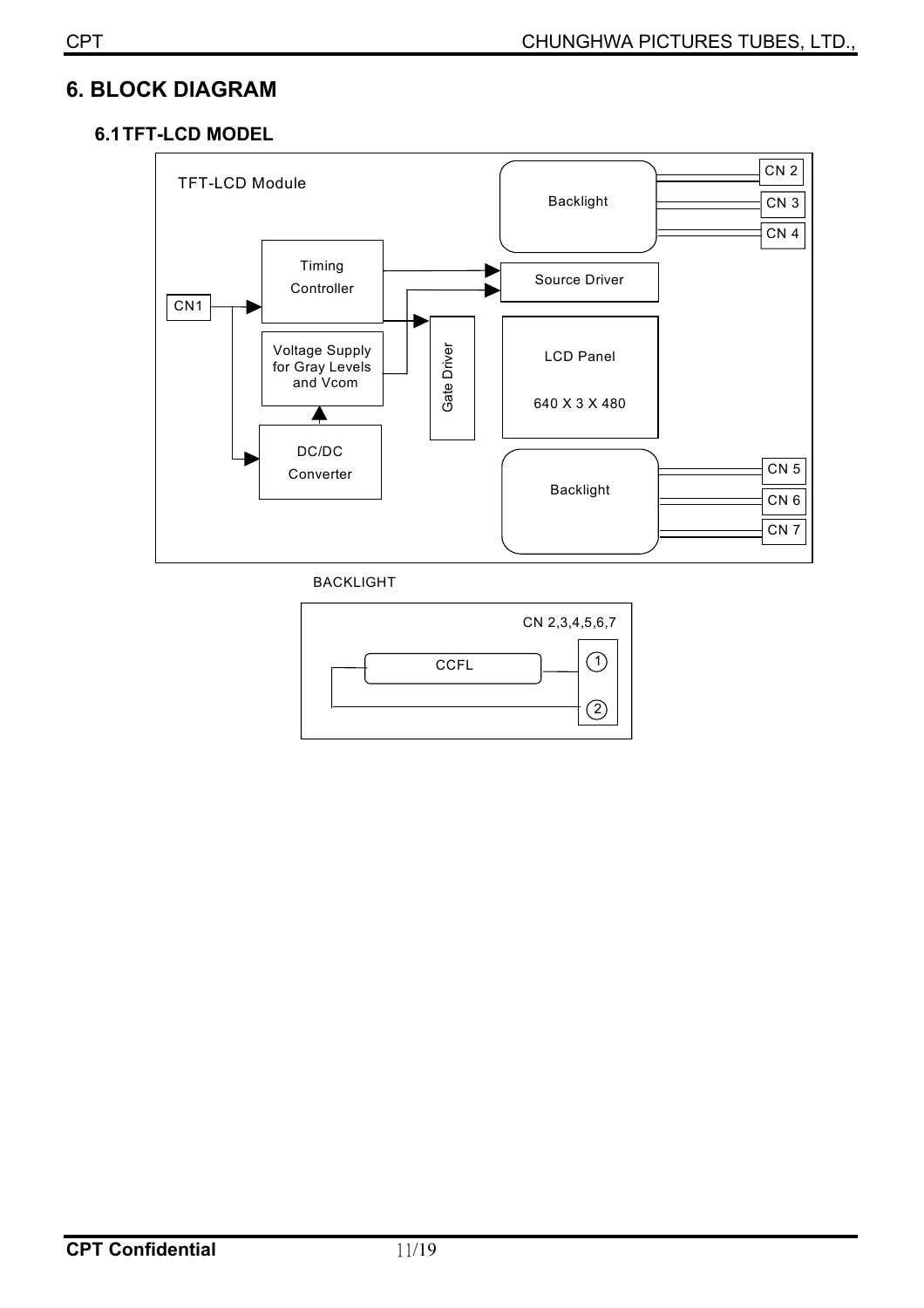# 6. BLOCK DIAGRAM

## 6.1 TFT-LCD MODEL

TFT-LCD Module

Backlight

CN 2

CN 3

CN 4

Timing Controller

Source Driver

CN1

Voltage Supply for Gray Levels and Vcom

Gate Driver

LCD Panel

640 X 3 X 480

DC/DC Converter

Backlight

CN 5

CN 6

CN 7

BACKLIGHT

CN 2,3,4,5,6,7

CCFL

1

2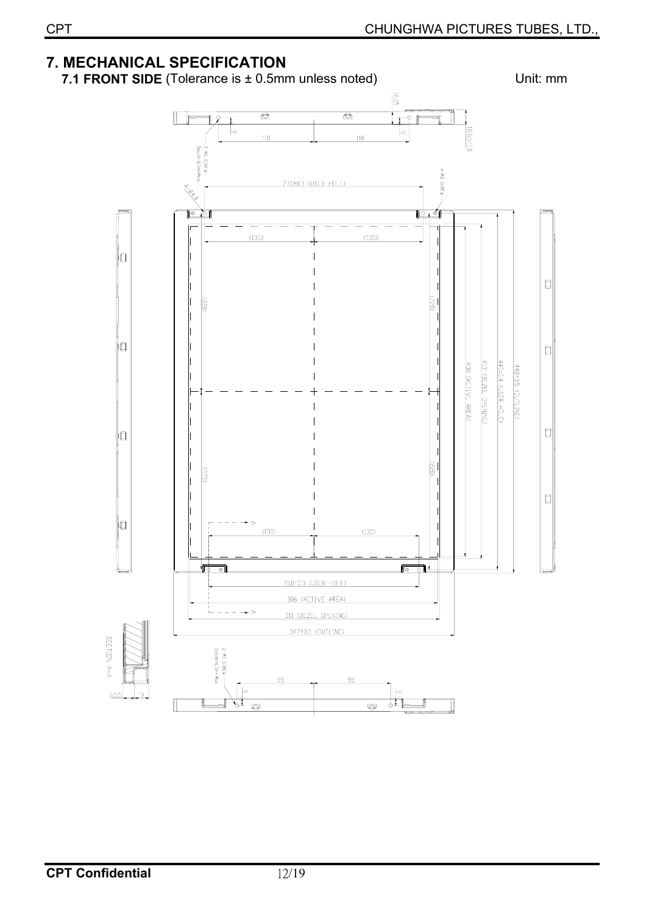# 7. MECHANICAL SPECIFICATION

**7.1 FRONT SIDE** (Tolerance is ± 0.5mm unless noted) Unit: mm

16.15

18.65±1.0

2-M3 SCREW Depth=6.5mm Max

9 118 118 9

4-M3 SCREW

4-Ø4.4

270±0.3 (USER HOLE)

(135) (135)

(220) (220)

(220) (220)

408 (ACTIVE AREA)

413 (BEZEL OPENING)

440±0.4 (USER HOLE)

448±0.5 (OUTLINE)

(130) (130)

260±0.3 (USER HOLE)

306 (ACTIVE AREA)

311 (BEZEL OPENING)

347±0.5 (OUTLINE)

SECTION A-A

6.55 9

2-M3 SCREW Depth=6.5mm Max

95 95

9 9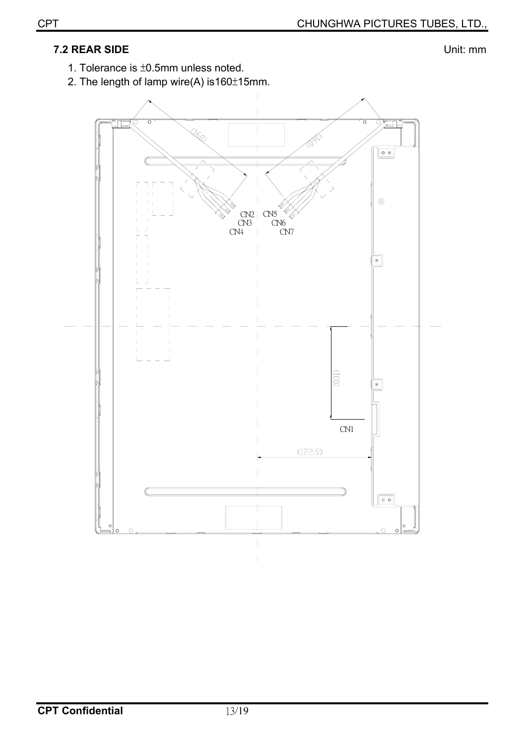### 7.2 REAR SIDE

Unit: mm

1. Tolerance is ±0.5mm unless noted.
2. The length of lamp wire(A) is160±15mm.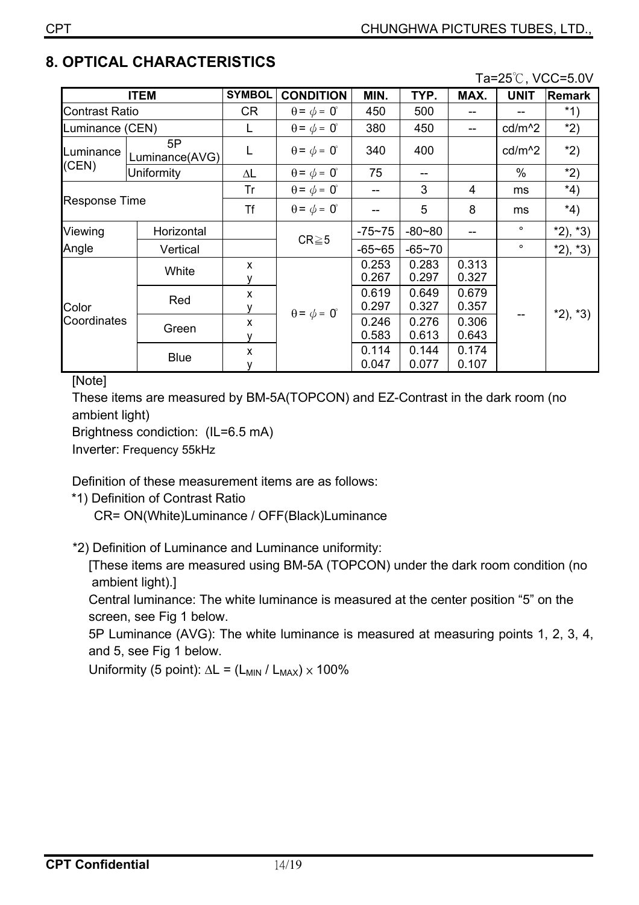## 8. OPTICAL CHARACTERISTICS

Ta=25℃, VCC=5.0V

| ITEM | | SYMBOL | CONDITION | MIN. | TYP. | MAX. | UNIT | Remark |
|---|---|---|---|---|---|---|---|---|
| Contrast Ratio | | CR | $\theta = \phi = 0°$ | 450 | 500 | -- | -- | *1) |
| Luminance (CEN) | | L | $\theta = \phi = 0°$ | 380 | 450 | -- | cd/m^2 | *2) |
| Luminance (CEN) | 5P Luminance(AVG) | L | $\theta = \phi = 0°$ | 340 | 400 | | cd/m^2 | *2) |
| | Uniformity | $\Delta L$ | $\theta = \phi = 0°$ | 75 | -- | | % | *2) |
| Response Time | | Tr | $\theta = \phi = 0°$ | -- | 3 | 4 | ms | *4) |
| | | Tf | $\theta = \phi = 0°$ | -- | 5 | 8 | ms | *4) |
| Viewing Angle | Horizontal | | CR≧5 | -75~75 | -80~80 | -- | ° | *2), *3) |
| | Vertical | | | -65~65 | -65~70 | | ° | *2), *3) |
| Color Coordinates | White | x | $\theta = \phi = 0°$ | 0.253 | 0.283 | 0.313 | -- | *2), *3) |
| | | y | | 0.267 | 0.297 | 0.327 | | |
| | Red | x | | 0.619 | 0.649 | 0.679 | | |
| | | y | | 0.297 | 0.327 | 0.357 | | |
| | Green | x | | 0.246 | 0.276 | 0.306 | | |
| | | y | | 0.583 | 0.613 | 0.643 | | |
| | Blue | x | | 0.114 | 0.144 | 0.174 | | |
| | | y | | 0.047 | 0.077 | 0.107 | | |

[Note]

These items are measured by BM-5A(TOPCON) and EZ-Contrast in the dark room (no ambient light)

Brightness condiction: (IL=6.5 mA)

Inverter: Frequency 55kHz

Definition of these measurement items are as follows:

*1) Definition of Contrast Ratio

CR= ON(White)Luminance / OFF(Black)Luminance

*2) Definition of Luminance and Luminance uniformity:

[These items are measured using BM-5A (TOPCON) under the dark room condition (no ambient light).]

Central luminance: The white luminance is measured at the center position "5" on the screen, see Fig 1 below.

5P Luminance (AVG): The white luminance is measured at measuring points 1, 2, 3, 4, and 5, see Fig 1 below.

Uniformity (5 point): $\Delta L = (L_{MIN} / L_{MAX}) \times 100\%$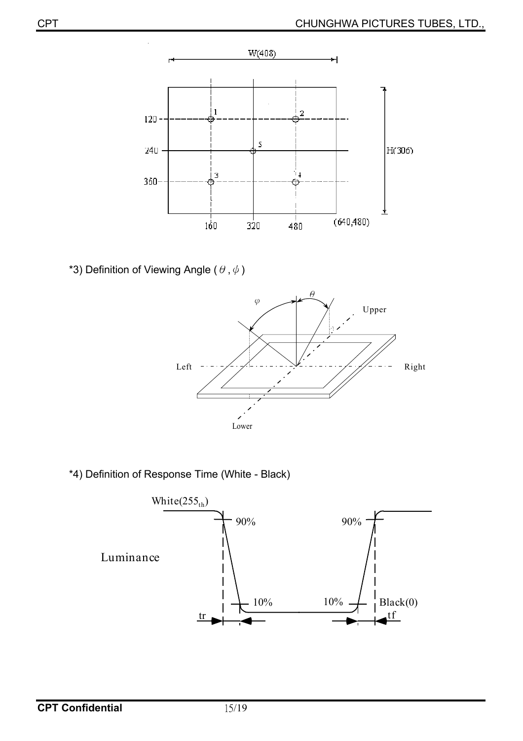*3) Definition of Viewing Angle ( $\theta$ , $\phi$ )

*4) Definition of Response Time (White - Black)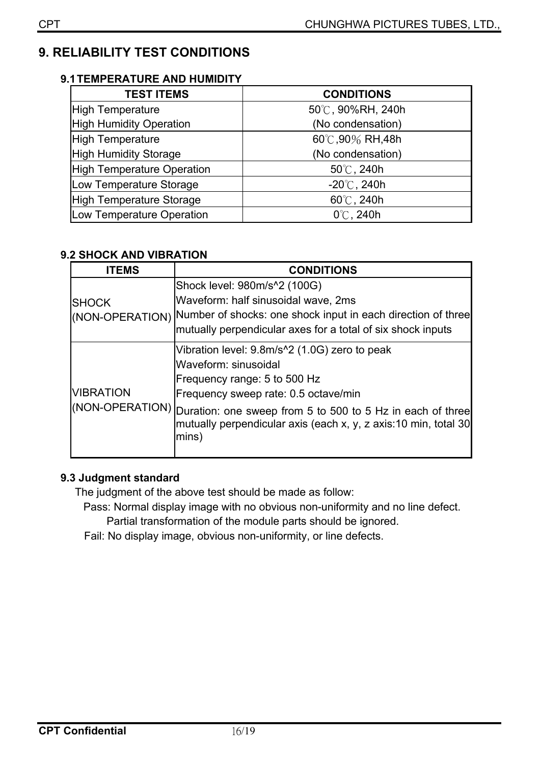# 9. RELIABILITY TEST CONDITIONS

## 9.1 TEMPERATURE AND HUMIDITY

| TEST ITEMS | CONDITIONS |
|---|---|
| High Temperature High Humidity Operation | 50℃, 90%RH, 240h (No condensation) |
| High Temperature High Humidity Storage | 60℃,90% RH,48h (No condensation) |
| High Temperature Operation | 50℃, 240h |
| Low Temperature Storage | -20℃, 240h |
| High Temperature Storage | 60℃, 240h |
| Low Temperature Operation | 0℃, 240h |

## 9.2 SHOCK AND VIBRATION

| ITEMS | CONDITIONS |
|---|---|
| SHOCK (NON-OPERATION) | Shock level: 980m/s^2 (100G)<br>Waveform: half sinusoidal wave, 2ms<br>Number of shocks: one shock input in each direction of three mutually perpendicular axes for a total of six shock inputs |
| VIBRATION (NON-OPERATION) | Vibration level: 9.8m/s^2 (1.0G) zero to peak<br>Waveform: sinusoidal<br>Frequency range: 5 to 500 Hz<br>Frequency sweep rate: 0.5 octave/min<br>Duration: one sweep from 5 to 500 to 5 Hz in each of three mutually perpendicular axis (each x, y, z axis:10 min, total 30 mins) |

## 9.3 Judgment standard

The judgment of the above test should be made as follow:

Pass: Normal display image with no obvious non-uniformity and no line defect.
Partial transformation of the module parts should be ignored.

Fail: No display image, obvious non-uniformity, or line defects.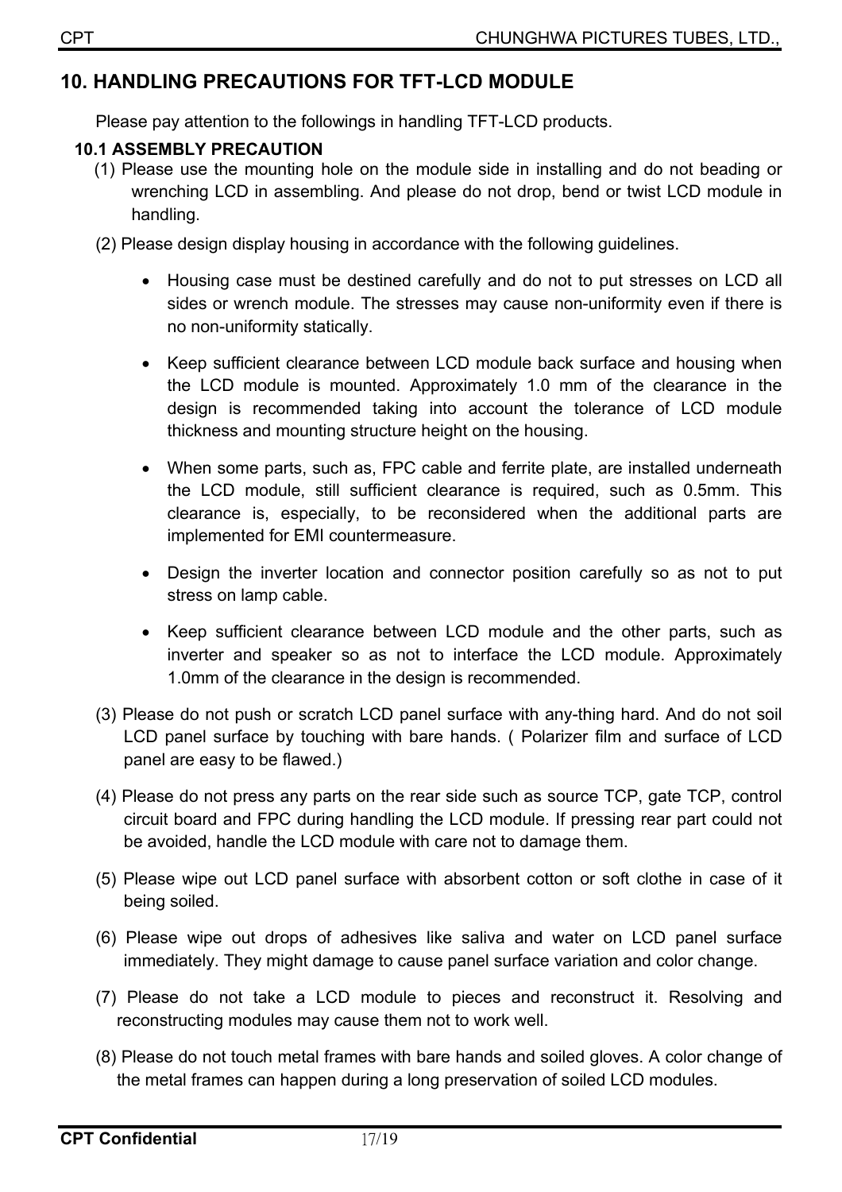## 10. HANDLING PRECAUTIONS FOR TFT-LCD MODULE

Please pay attention to the followings in handling TFT-LCD products.

### 10.1 ASSEMBLY PRECAUTION

(1) Please use the mounting hole on the module side in installing and do not beading or wrenching LCD in assembling. And please do not drop, bend or twist LCD module in handling.

(2) Please design display housing in accordance with the following guidelines.

- Housing case must be destined carefully and do not to put stresses on LCD all sides or wrench module. The stresses may cause non-uniformity even if there is no non-uniformity statically.
- Keep sufficient clearance between LCD module back surface and housing when the LCD module is mounted. Approximately 1.0 mm of the clearance in the design is recommended taking into account the tolerance of LCD module thickness and mounting structure height on the housing.
- When some parts, such as, FPC cable and ferrite plate, are installed underneath the LCD module, still sufficient clearance is required, such as 0.5mm. This clearance is, especially, to be reconsidered when the additional parts are implemented for EMI countermeasure.
- Design the inverter location and connector position carefully so as not to put stress on lamp cable.
- Keep sufficient clearance between LCD module and the other parts, such as inverter and speaker so as not to interface the LCD module. Approximately 1.0mm of the clearance in the design is recommended.

(3) Please do not push or scratch LCD panel surface with any-thing hard. And do not soil LCD panel surface by touching with bare hands. ( Polarizer film and surface of LCD panel are easy to be flawed.)

(4) Please do not press any parts on the rear side such as source TCP, gate TCP, control circuit board and FPC during handling the LCD module. If pressing rear part could not be avoided, handle the LCD module with care not to damage them.

(5) Please wipe out LCD panel surface with absorbent cotton or soft clothe in case of it being soiled.

(6) Please wipe out drops of adhesives like saliva and water on LCD panel surface immediately. They might damage to cause panel surface variation and color change.

(7) Please do not take a LCD module to pieces and reconstruct it. Resolving and reconstructing modules may cause them not to work well.

(8) Please do not touch metal frames with bare hands and soiled gloves. A color change of the metal frames can happen during a long preservation of soiled LCD modules.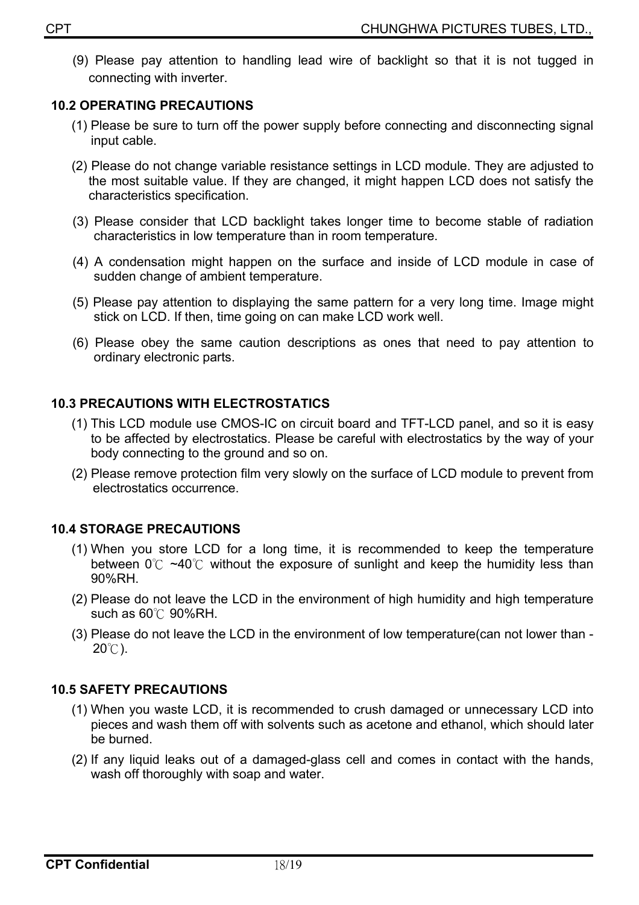(9) Please pay attention to handling lead wire of backlight so that it is not tugged in connecting with inverter.

### 10.2 OPERATING PRECAUTIONS

(1) Please be sure to turn off the power supply before connecting and disconnecting signal input cable.

(2) Please do not change variable resistance settings in LCD module. They are adjusted to the most suitable value. If they are changed, it might happen LCD does not satisfy the characteristics specification.

(3) Please consider that LCD backlight takes longer time to become stable of radiation characteristics in low temperature than in room temperature.

(4) A condensation might happen on the surface and inside of LCD module in case of sudden change of ambient temperature.

(5) Please pay attention to displaying the same pattern for a very long time. Image might stick on LCD. If then, time going on can make LCD work well.

(6) Please obey the same caution descriptions as ones that need to pay attention to ordinary electronic parts.

### 10.3 PRECAUTIONS WITH ELECTROSTATICS

(1) This LCD module use CMOS-IC on circuit board and TFT-LCD panel, and so it is easy to be affected by electrostatics. Please be careful with electrostatics by the way of your body connecting to the ground and so on.

(2) Please remove protection film very slowly on the surface of LCD module to prevent from electrostatics occurrence.

### 10.4 STORAGE PRECAUTIONS

(1) When you store LCD for a long time, it is recommended to keep the temperature between 0℃ ~40℃ without the exposure of sunlight and keep the humidity less than 90%RH.

(2) Please do not leave the LCD in the environment of high humidity and high temperature such as 60℃ 90%RH.

(3) Please do not leave the LCD in the environment of low temperature(can not lower than -20℃).

### 10.5 SAFETY PRECAUTIONS

(1) When you waste LCD, it is recommended to crush damaged or unnecessary LCD into pieces and wash them off with solvents such as acetone and ethanol, which should later be burned.

(2) If any liquid leaks out of a damaged-glass cell and comes in contact with the hands, wash off thoroughly with soap and water.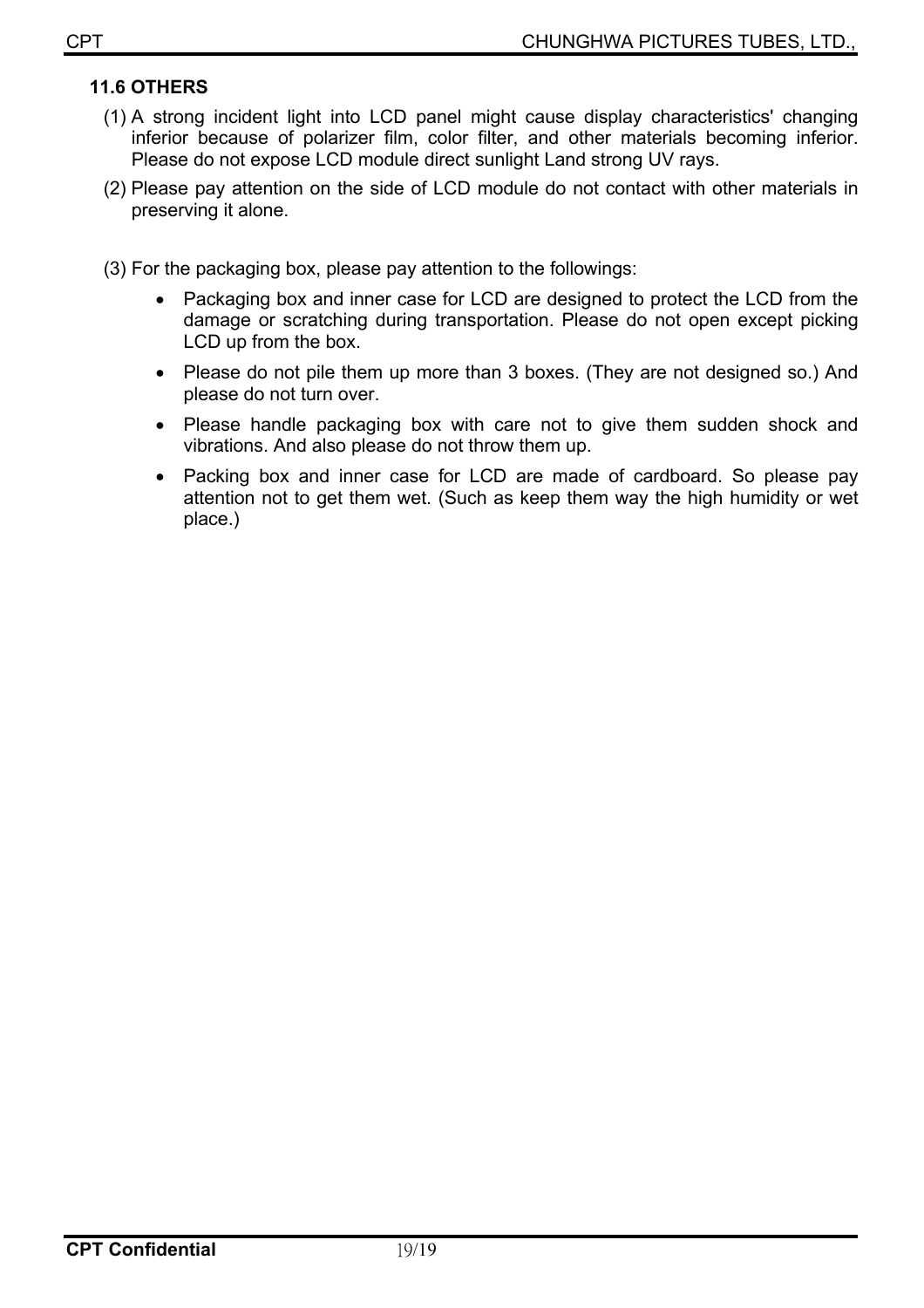### 11.6 OTHERS

(1) A strong incident light into LCD panel might cause display characteristics' changing inferior because of polarizer film, color filter, and other materials becoming inferior. Please do not expose LCD module direct sunlight Land strong UV rays.

(2) Please pay attention on the side of LCD module do not contact with other materials in preserving it alone.

(3) For the packaging box, please pay attention to the followings:

- Packaging box and inner case for LCD are designed to protect the LCD from the damage or scratching during transportation. Please do not open except picking LCD up from the box.
- Please do not pile them up more than 3 boxes. (They are not designed so.) And please do not turn over.
- Please handle packaging box with care not to give them sudden shock and vibrations. And also please do not throw them up.
- Packing box and inner case for LCD are made of cardboard. So please pay attention not to get them wet. (Such as keep them way the high humidity or wet place.)